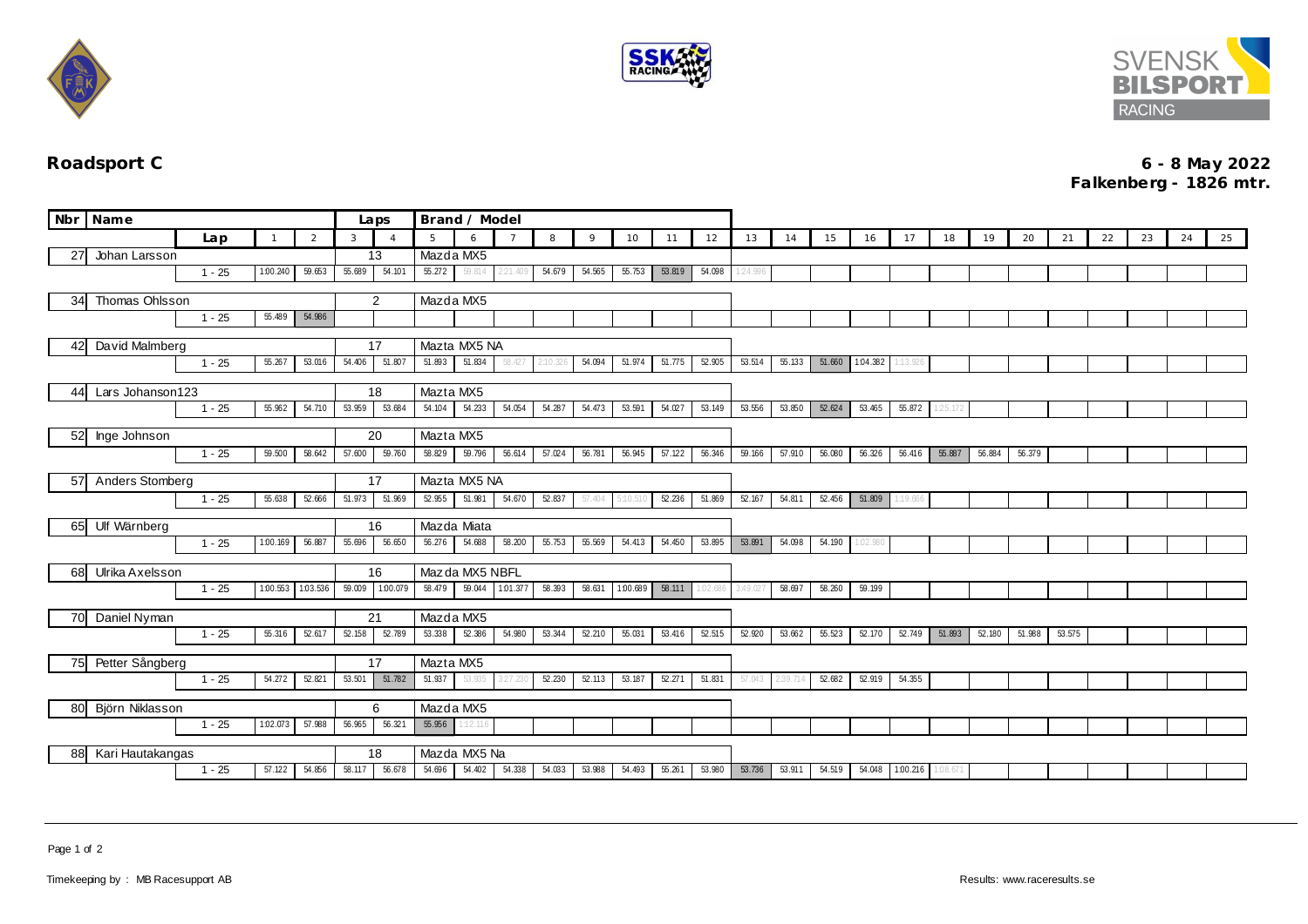## Roadsport C

**6 - 8 May 2022**
**Falkenberg - 1826 mtr.**

| Nbr | Name | Laps | Brand / Model |
|---|---|---|---|
| 27 | Johan Larsson | 13 | Mazda MX5 |
| 34 | Thomas Ohlsson | 2 | Mazda MX5 |
| 42 | David Malmberg | 17 | Mazta MX5 NA |
| 44 | Lars Johanson123 | 18 | Mazta MX5 |
| 52 | Inge Johnson | 20 | Mazta MX5 |
| 57 | Anders Stomberg | 17 | Mazta MX5 NA |
| 65 | Ulf Wärnberg | 16 | Mazda Miata |
| 68 | Ulrika Axelsson | 16 | Mazda MX5 NBFL |
| 70 | Daniel Nyman | 21 | Mazda MX5 |
| 75 | Petter Sångberg | 17 | Mazta MX5 |
| 80 | Björn Niklasson | 6 | Mazda MX5 |
| 88 | Kari Hautakangas | 18 | Mazda MX5 Na |

| Nbr | Lap | 1 | 2 | 3 | 4 | 5 | 6 | 7 | 8 | 9 | 10 | 11 | 12 | 13 | 14 | 15 | 16 | 17 | 18 | 19 | 20 | 21 | 22 | 23 | 24 | 25 |
|---|---|---|---|---|---|---|---|---|---|---|---|---|---|---|---|---|---|---|---|---|---|---|---|---|---|---|
| 27 | 1 - 25 | 1:00.240 | 59.653 | 55.689 | 54.101 | 55.272 | 59.814 | 2:21.409 | 54.679 | 54.565 | 55.753 | 53.819 | 54.098 | 1:24.996 | | | | | | | | | | | | |
| 34 | 1 - 25 | 55.489 | 54.986 | | | | | | | | | | | | | | | | | | | | | | | |
| 42 | 1 - 25 | 55.267 | 53.016 | 54.406 | 51.807 | 51.893 | 51.834 | 58.427 | 2:10.326 | 54.094 | 51.974 | 51.775 | 52.905 | 53.514 | 55.133 | 51.660 | 1:04.382 | 1:13.926 | | | | | | | | |
| 44 | 1 - 25 | 55.962 | 54.710 | 53.959 | 53.684 | 54.104 | 54.233 | 54.054 | 54.287 | 54.473 | 53.591 | 54.027 | 53.149 | 53.556 | 53.850 | 52.624 | 53.465 | 55.872 | 1:25.172 | | | | | | | |
| 52 | 1 - 25 | 59.500 | 58.642 | 57.600 | 59.760 | 58.829 | 59.796 | 56.614 | 57.024 | 56.781 | 56.945 | 57.122 | 56.346 | 59.166 | 57.910 | 56.080 | 56.326 | 56.416 | 55.887 | 56.884 | 56.379 | | | | | |
| 57 | 1 - 25 | 55.638 | 52.666 | 51.973 | 51.969 | 52.955 | 51.981 | 54.670 | 52.837 | 57.404 | 5:10.510 | 52.236 | 51.869 | 52.167 | 54.811 | 52.456 | 51.809 | 1:19.686 | | | | | | | | |
| 65 | 1 - 25 | 1:00.169 | 56.887 | 55.696 | 56.650 | 56.276 | 54.688 | 58.200 | 55.753 | 55.569 | 54.413 | 54.450 | 53.895 | 53.891 | 54.098 | 54.190 | 1:02.960 | | | | | | | | | |
| 68 | 1 - 25 | 1:00.553 | 1:03.536 | 59.009 | 1:00.079 | 58.479 | 59.044 | 1:01.377 | 58.393 | 58.631 | 1:00.689 | 58.111 | 1:02.686 | 3:49.027 | 58.697 | 58.260 | 59.199 | | | | | | | | | |
| 70 | 1 - 25 | 55.316 | 52.617 | 52.158 | 52.789 | 53.338 | 52.386 | 54.980 | 53.344 | 52.210 | 55.031 | 53.416 | 52.515 | 52.920 | 53.662 | 55.523 | 52.170 | 52.749 | 51.893 | 52.180 | 51.988 | 53.575 | | | | |
| 75 | 1 - 25 | 54.272 | 52.821 | 53.501 | 51.782 | 51.937 | 53.935 | 3:27.230 | 52.230 | 52.113 | 53.187 | 52.271 | 51.831 | 57.043 | 2:39.714 | 52.682 | 52.919 | 54.355 | | | | | | | | |
| 80 | 1 - 25 | 1:02.073 | 57.988 | 56.965 | 56.321 | 55.956 | 1:12.116 | | | | | | | | | | | | | | | | | | | |
| 88 | 1 - 25 | 57.122 | 54.856 | 58.117 | 56.678 | 54.696 | 54.402 | 54.338 | 54.033 | 53.988 | 54.493 | 55.261 | 53.980 | 53.736 | 53.911 | 54.519 | 54.048 | 1:00.216 | 1:08.671 | | | | | | | |

Timekeeping by : MB Racesupport AB

Results: www.raceresults.se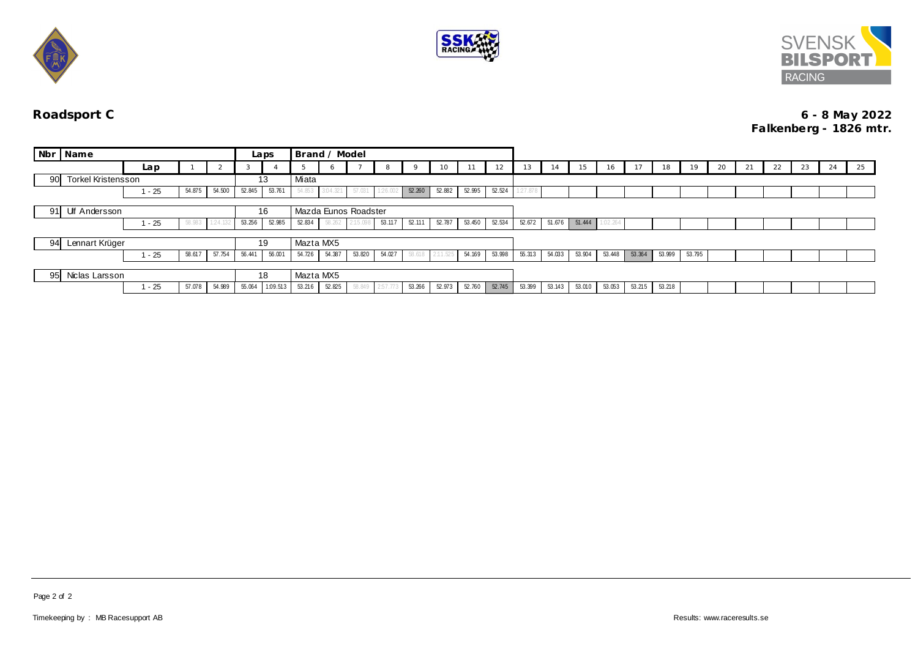## Roadsport C

**6 - 8 May 2022**
**Falkenberg - 1826 mtr.**

| Nbr | Name | | | | Laps | | Brand / Model | | | | | | | | | | | | | | | | | | | | |
|---|---|---|---|---|---|---|---|---|---|---|---|---|---|---|---|---|---|---|---|---|---|---|---|---|---|---|---|
| | | Lap | 1 | 2 | 3 | 4 | 5 | 6 | 7 | 8 | 9 | 10 | 11 | 12 | 13 | 14 | 15 | 16 | 17 | 18 | 19 | 20 | 21 | 22 | 23 | 24 | 25 |
| 90 | Torkel Kristensson | | | | 13 | | Miata | | | | | | | | | | | | | | | | | | | | |
| | | 1 - 25 | 54.875 | 54.500 | 52.845 | 53.761 | 54.853 | 3:04.321 | 57.031 | 1:26.002 | 52.260 | 52.882 | 52.995 | 52.524 | 1:27.878 | | | | | | | | | | | | |
| 91 | Ulf Andersson | | | | 16 | | Mazda Eunos Roadster | | | | | | | | | | | | | | | | | | | | |
| | | 1 - 25 | 58.983 | 1:24.132 | 53.256 | 52.985 | 52.834 | 58.262 | 2:15.096 | 53.117 | 52.111 | 52.787 | 53.450 | 52.534 | 52.672 | 51.676 | 51.444 | 1:02.264 | | | | | | | | | |
| 94 | Lennart Krüger | | | | 19 | | Mazta MX5 | | | | | | | | | | | | | | | | | | | | |
| | | 1 - 25 | 58.617 | 57.754 | 56.441 | 56.001 | 54.726 | 54.387 | 53.820 | 54.027 | 58.618 | 2:11.525 | 54.169 | 53.998 | 55.313 | 54.033 | 53.904 | 53.448 | 53.364 | 53.999 | 53.795 | | | | | | |
| 95 | Niclas Larsson | | | | 18 | | Mazta MX5 | | | | | | | | | | | | | | | | | | | | |
| | | 1 - 25 | 57.078 | 54.989 | 55.064 | 1:09.513 | 53.216 | 52.825 | 58.849 | 2:57.773 | 53.266 | 52.973 | 52.760 | 52.745 | 53.399 | 53.143 | 53.010 | 53.053 | 53.215 | 53.218 | | | | | | | |

Timekeeping by : MB Racesupport AB

Results: www.raceresults.se